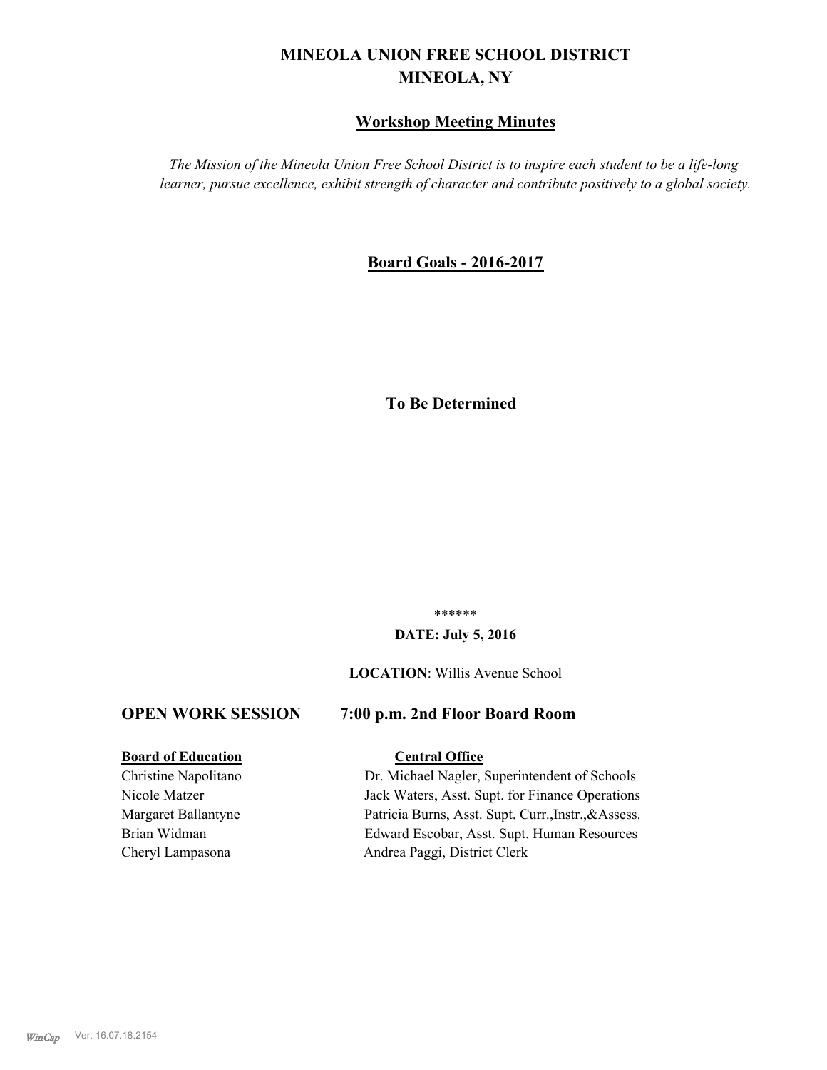# MINEOLA UNION FREE SCHOOL DISTRICT
# MINEOLA, NY

## Workshop Meeting Minutes

*The Mission of the Mineola Union Free School District is to inspire each student to be a life-long learner, pursue excellence, exhibit strength of character and contribute positively to a global society.*

## Board Goals - 2016-2017

**To Be Determined**

******

**DATE: July 5, 2016**

**LOCATION**: Willis Avenue School

### OPEN WORK SESSION 7:00 p.m. 2nd Floor Board Room

| **Board of Education** | **Central Office** |
|---|---|
| Christine Napolitano | Dr. Michael Nagler, Superintendent of Schools |
| Nicole Matzer | Jack Waters, Asst. Supt. for Finance Operations |
| Margaret Ballantyne | Patricia Burns, Asst. Supt. Curr.,Instr.,&Assess. |
| Brian Widman | Edward Escobar, Asst. Supt. Human Resources |
| Cheryl Lampasona | Andrea Paggi, District Clerk |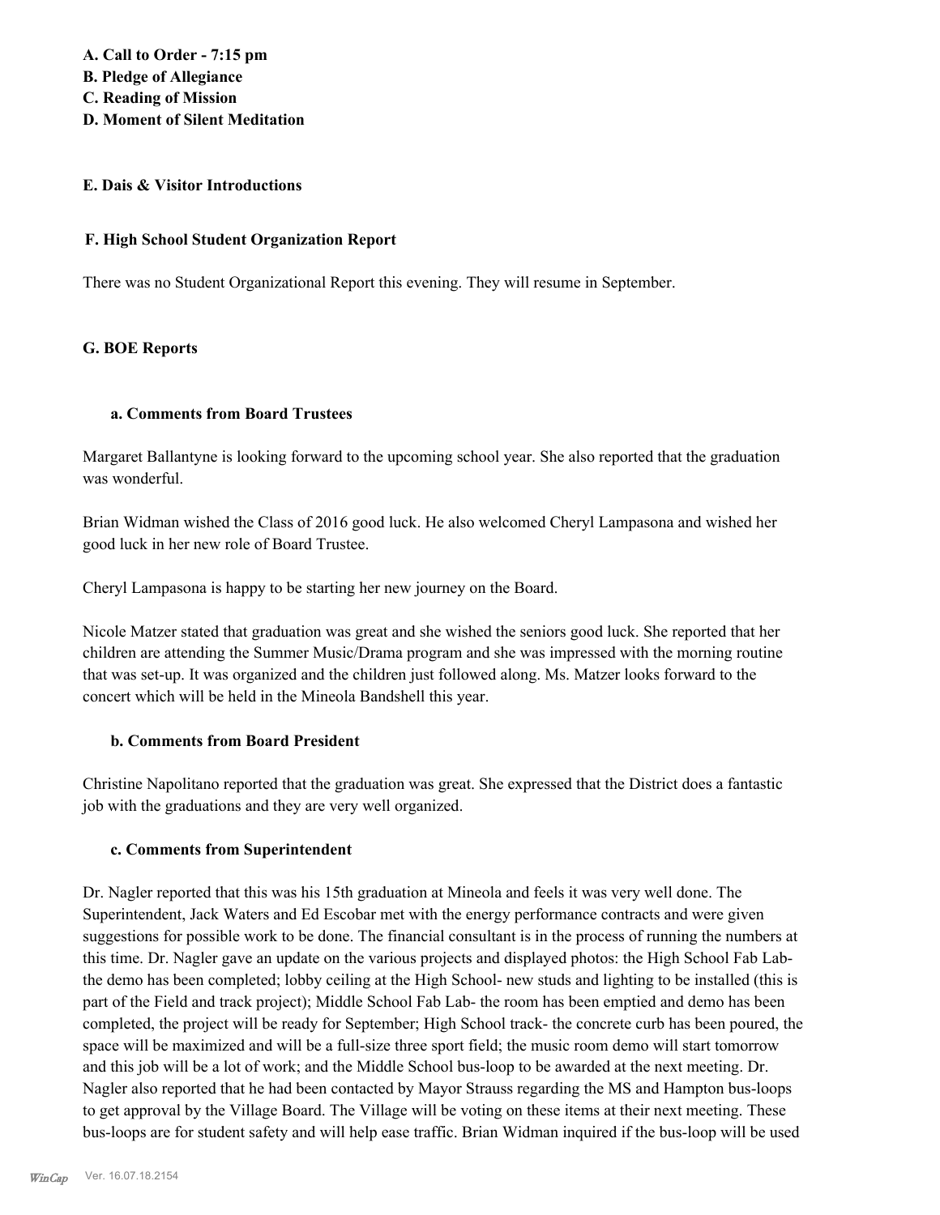**A. Call to Order - 7:15 pm**
**B. Pledge of Allegiance**
**C. Reading of Mission**
**D. Moment of Silent Meditation**

**E. Dais & Visitor Introductions**

**F. High School Student Organization Report**

There was no Student Organizational Report this evening. They will resume in September.

**G. BOE Reports**

**a. Comments from Board Trustees**

Margaret Ballantyne is looking forward to the upcoming school year. She also reported that the graduation was wonderful.

Brian Widman wished the Class of 2016 good luck. He also welcomed Cheryl Lampasona and wished her good luck in her new role of Board Trustee.

Cheryl Lampasona is happy to be starting her new journey on the Board.

Nicole Matzer stated that graduation was great and she wished the seniors good luck. She reported that her children are attending the Summer Music/Drama program and she was impressed with the morning routine that was set-up. It was organized and the children just followed along. Ms. Matzer looks forward to the concert which will be held in the Mineola Bandshell this year.

**b. Comments from Board President**

Christine Napolitano reported that the graduation was great. She expressed that the District does a fantastic job with the graduations and they are very well organized.

**c. Comments from Superintendent**

Dr. Nagler reported that this was his 15th graduation at Mineola and feels it was very well done. The Superintendent, Jack Waters and Ed Escobar met with the energy performance contracts and were given suggestions for possible work to be done. The financial consultant is in the process of running the numbers at this time. Dr. Nagler gave an update on the various projects and displayed photos: the High School Fab Lab- the demo has been completed; lobby ceiling at the High School- new studs and lighting to be installed (this is part of the Field and track project); Middle School Fab Lab- the room has been emptied and demo has been completed, the project will be ready for September; High School track- the concrete curb has been poured, the space will be maximized and will be a full-size three sport field; the music room demo will start tomorrow and this job will be a lot of work; and the Middle School bus-loop to be awarded at the next meeting. Dr. Nagler also reported that he had been contacted by Mayor Strauss regarding the MS and Hampton bus-loops to get approval by the Village Board. The Village will be voting on these items at their next meeting. These bus-loops are for student safety and will help ease traffic. Brian Widman inquired if the bus-loop will be used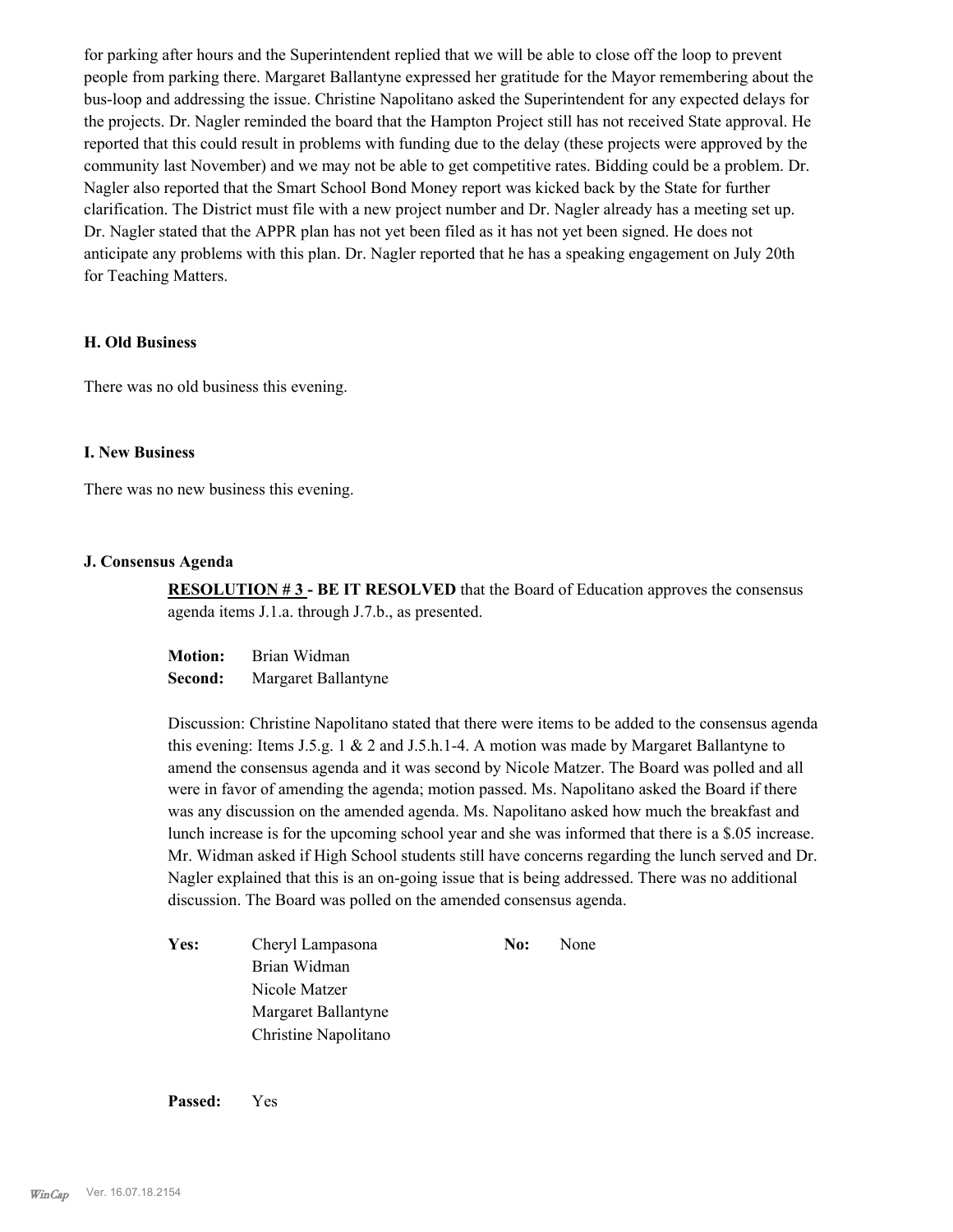for parking after hours and the Superintendent replied that we will be able to close off the loop to prevent people from parking there. Margaret Ballantyne expressed her gratitude for the Mayor remembering about the bus-loop and addressing the issue. Christine Napolitano asked the Superintendent for any expected delays for the projects. Dr. Nagler reminded the board that the Hampton Project still has not received State approval. He reported that this could result in problems with funding due to the delay (these projects were approved by the community last November) and we may not be able to get competitive rates. Bidding could be a problem. Dr. Nagler also reported that the Smart School Bond Money report was kicked back by the State for further clarification. The District must file with a new project number and Dr. Nagler already has a meeting set up. Dr. Nagler stated that the APPR plan has not yet been filed as it has not yet been signed. He does not anticipate any problems with this plan. Dr. Nagler reported that he has a speaking engagement on July 20th for Teaching Matters.

### H. Old Business

There was no old business this evening.

### I. New Business

There was no new business this evening.

### J. Consensus Agenda

**RESOLUTION # 3 - BE IT RESOLVED** that the Board of Education approves the consensus agenda items J.1.a. through J.7.b., as presented.

**Motion:** Brian Widman
**Second:** Margaret Ballantyne

Discussion: Christine Napolitano stated that there were items to be added to the consensus agenda this evening: Items J.5.g. 1 & 2 and J.5.h.1-4. A motion was made by Margaret Ballantyne to amend the consensus agenda and it was second by Nicole Matzer. The Board was polled and all were in favor of amending the agenda; motion passed. Ms. Napolitano asked the Board if there was any discussion on the amended agenda. Ms. Napolitano asked how much the breakfast and lunch increase is for the upcoming school year and she was informed that there is a $.05 increase. Mr. Widman asked if High School students still have concerns regarding the lunch served and Dr. Nagler explained that this is an on-going issue that is being addressed. There was no additional discussion. The Board was polled on the amended consensus agenda.

| | | | |
|---|---|---|---|
| **Yes:** | Cheryl Lampasona | **No:** | None |
| | Brian Widman | | |
| | Nicole Matzer | | |
| | Margaret Ballantyne | | |
| | Christine Napolitano | | |

**Passed:** Yes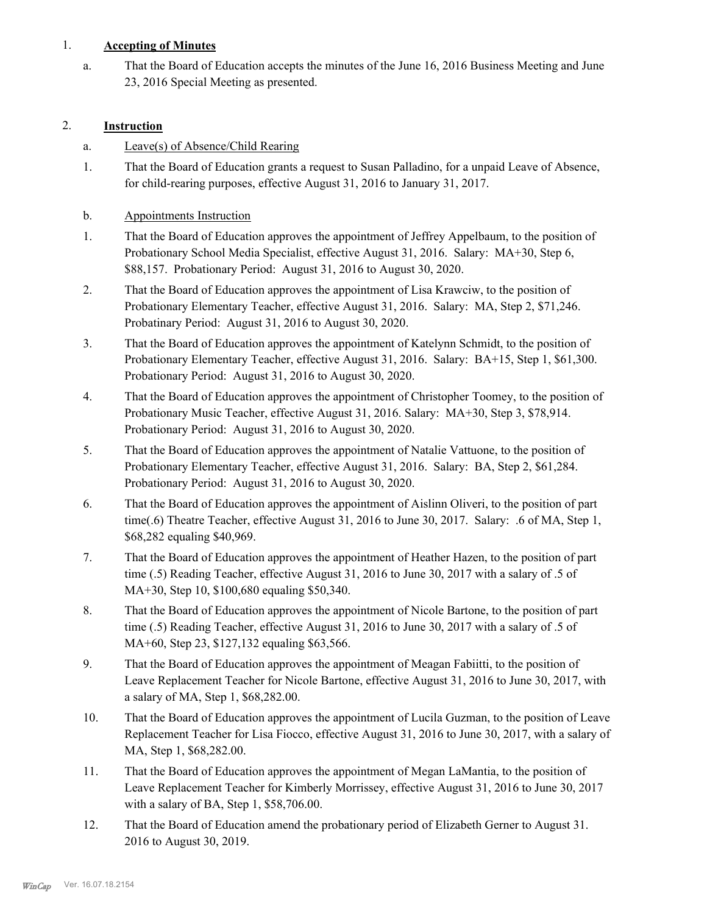1. **Accepting of Minutes**

   a. That the Board of Education accepts the minutes of the June 16, 2016 Business Meeting and June 23, 2016 Special Meeting as presented.

2. **Instruction**

   a. Leave(s) of Absence/Child Rearing

   1. That the Board of Education grants a request to Susan Palladino, for a unpaid Leave of Absence, for child-rearing purposes, effective August 31, 2016 to January 31, 2017.

   b. Appointments Instruction

   1. That the Board of Education approves the appointment of Jeffrey Appelbaum, to the position of Probationary School Media Specialist, effective August 31, 2016. Salary: MA+30, Step 6, $88,157. Probationary Period: August 31, 2016 to August 30, 2020.
   2. That the Board of Education approves the appointment of Lisa Krawciw, to the position of Probationary Elementary Teacher, effective August 31, 2016. Salary: MA, Step 2, $71,246. Probatinary Period: August 31, 2016 to August 30, 2020.
   3. That the Board of Education approves the appointment of Katelynn Schmidt, to the position of Probationary Elementary Teacher, effective August 31, 2016. Salary: BA+15, Step 1, $61,300. Probationary Period: August 31, 2016 to August 30, 2020.
   4. That the Board of Education approves the appointment of Christopher Toomey, to the position of Probationary Music Teacher, effective August 31, 2016. Salary: MA+30, Step 3, $78,914. Probationary Period: August 31, 2016 to August 30, 2020.
   5. That the Board of Education approves the appointment of Natalie Vattuone, to the position of Probationary Elementary Teacher, effective August 31, 2016. Salary: BA, Step 2, $61,284. Probationary Period: August 31, 2016 to August 30, 2020.
   6. That the Board of Education approves the appointment of Aislinn Oliveri, to the position of part time(.6) Theatre Teacher, effective August 31, 2016 to June 30, 2017. Salary: .6 of MA, Step 1, $68,282 equaling $40,969.
   7. That the Board of Education approves the appointment of Heather Hazen, to the position of part time (.5) Reading Teacher, effective August 31, 2016 to June 30, 2017 with a salary of .5 of MA+30, Step 10, $100,680 equaling $50,340.
   8. That the Board of Education approves the appointment of Nicole Bartone, to the position of part time (.5) Reading Teacher, effective August 31, 2016 to June 30, 2017 with a salary of .5 of MA+60, Step 23, $127,132 equaling $63,566.
   9. That the Board of Education approves the appointment of Meagan Fabiitti, to the position of Leave Replacement Teacher for Nicole Bartone, effective August 31, 2016 to June 30, 2017, with a salary of MA, Step 1, $68,282.00.
   10. That the Board of Education approves the appointment of Lucila Guzman, to the position of Leave Replacement Teacher for Lisa Fiocco, effective August 31, 2016 to June 30, 2017, with a salary of MA, Step 1, $68,282.00.
   11. That the Board of Education approves the appointment of Megan LaMantia, to the position of Leave Replacement Teacher for Kimberly Morrissey, effective August 31, 2016 to June 30, 2017 with a salary of BA, Step 1, $58,706.00.
   12. That the Board of Education amend the probationary period of Elizabeth Gerner to August 31. 2016 to August 30, 2019.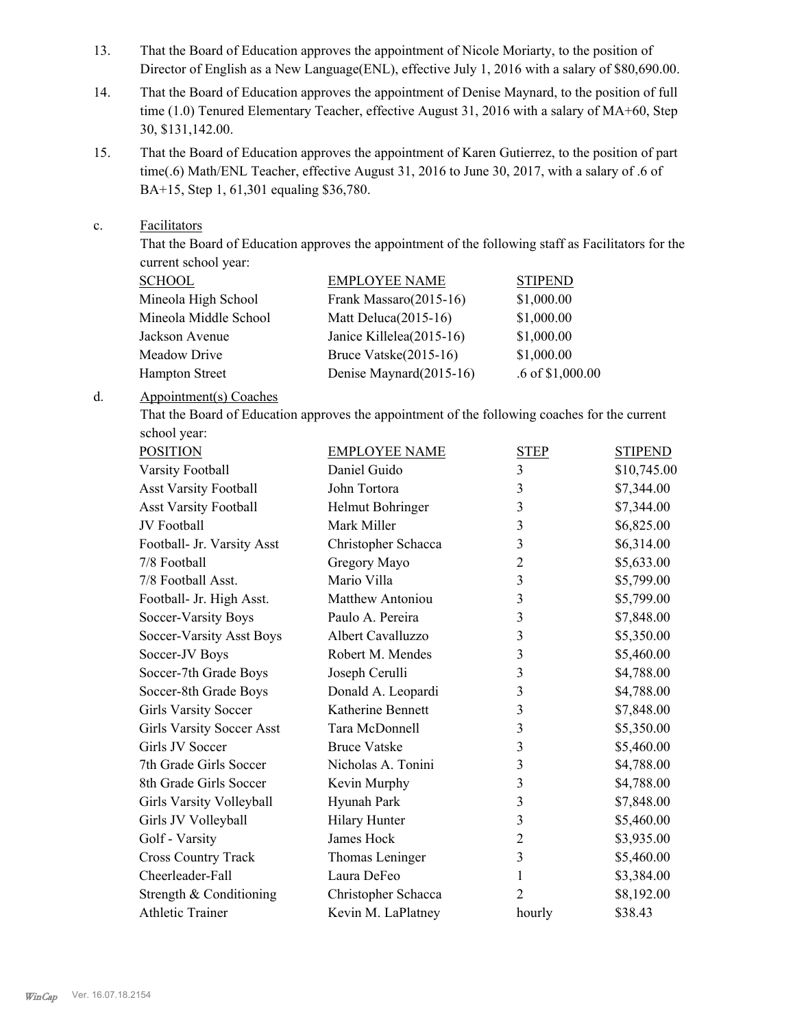13. That the Board of Education approves the appointment of Nicole Moriarty, to the position of Director of English as a New Language(ENL), effective July 1, 2016 with a salary of $80,690.00.

14. That the Board of Education approves the appointment of Denise Maynard, to the position of full time (1.0) Tenured Elementary Teacher, effective August 31, 2016 with a salary of MA+60, Step 30, $131,142.00.

15. That the Board of Education approves the appointment of Karen Gutierrez, to the position of part time(.6) Math/ENL Teacher, effective August 31, 2016 to June 30, 2017, with a salary of .6 of BA+15, Step 1, 61,301 equaling $36,780.

c. Facilitators

That the Board of Education approves the appointment of the following staff as Facilitators for the current school year:

| SCHOOL | EMPLOYEE NAME | STIPEND |
|---|---|---|
| Mineola High School | Frank Massaro(2015-16) | $1,000.00 |
| Mineola Middle School | Matt Deluca(2015-16) | $1,000.00 |
| Jackson Avenue | Janice Killelea(2015-16) | $1,000.00 |
| Meadow Drive | Bruce Vatske(2015-16) | $1,000.00 |
| Hampton Street | Denise Maynard(2015-16) | .6 of $1,000.00 |

d. Appointment(s) Coaches

That the Board of Education approves the appointment of the following coaches for the current school year:

| POSITION | EMPLOYEE NAME | STEP | STIPEND |
|---|---|---|---|
| Varsity Football | Daniel Guido | 3 | $10,745.00 |
| Asst Varsity Football | John Tortora | 3 | $7,344.00 |
| Asst Varsity Football | Helmut Bohringer | 3 | $7,344.00 |
| JV Football | Mark Miller | 3 | $6,825.00 |
| Football- Jr. Varsity Asst | Christopher Schacca | 3 | $6,314.00 |
| 7/8 Football | Gregory Mayo | 2 | $5,633.00 |
| 7/8 Football Asst. | Mario Villa | 3 | $5,799.00 |
| Football- Jr. High Asst. | Matthew Antoniou | 3 | $5,799.00 |
| Soccer-Varsity Boys | Paulo A. Pereira | 3 | $7,848.00 |
| Soccer-Varsity Asst Boys | Albert Cavalluzzo | 3 | $5,350.00 |
| Soccer-JV Boys | Robert M. Mendes | 3 | $5,460.00 |
| Soccer-7th Grade Boys | Joseph Cerulli | 3 | $4,788.00 |
| Soccer-8th Grade Boys | Donald A. Leopardi | 3 | $4,788.00 |
| Girls Varsity Soccer | Katherine Bennett | 3 | $7,848.00 |
| Girls Varsity Soccer Asst | Tara McDonnell | 3 | $5,350.00 |
| Girls JV Soccer | Bruce Vatske | 3 | $5,460.00 |
| 7th Grade Girls Soccer | Nicholas A. Tonini | 3 | $4,788.00 |
| 8th Grade Girls Soccer | Kevin Murphy | 3 | $4,788.00 |
| Girls Varsity Volleyball | Hyunah Park | 3 | $7,848.00 |
| Girls JV Volleyball | Hilary Hunter | 3 | $5,460.00 |
| Golf - Varsity | James Hock | 2 | $3,935.00 |
| Cross Country Track | Thomas Leninger | 3 | $5,460.00 |
| Cheerleader-Fall | Laura DeFeo | 1 | $3,384.00 |
| Strength & Conditioning | Christopher Schacca | 2 | $8,192.00 |
| Athletic Trainer | Kevin M. LaPlatney | hourly | $38.43 |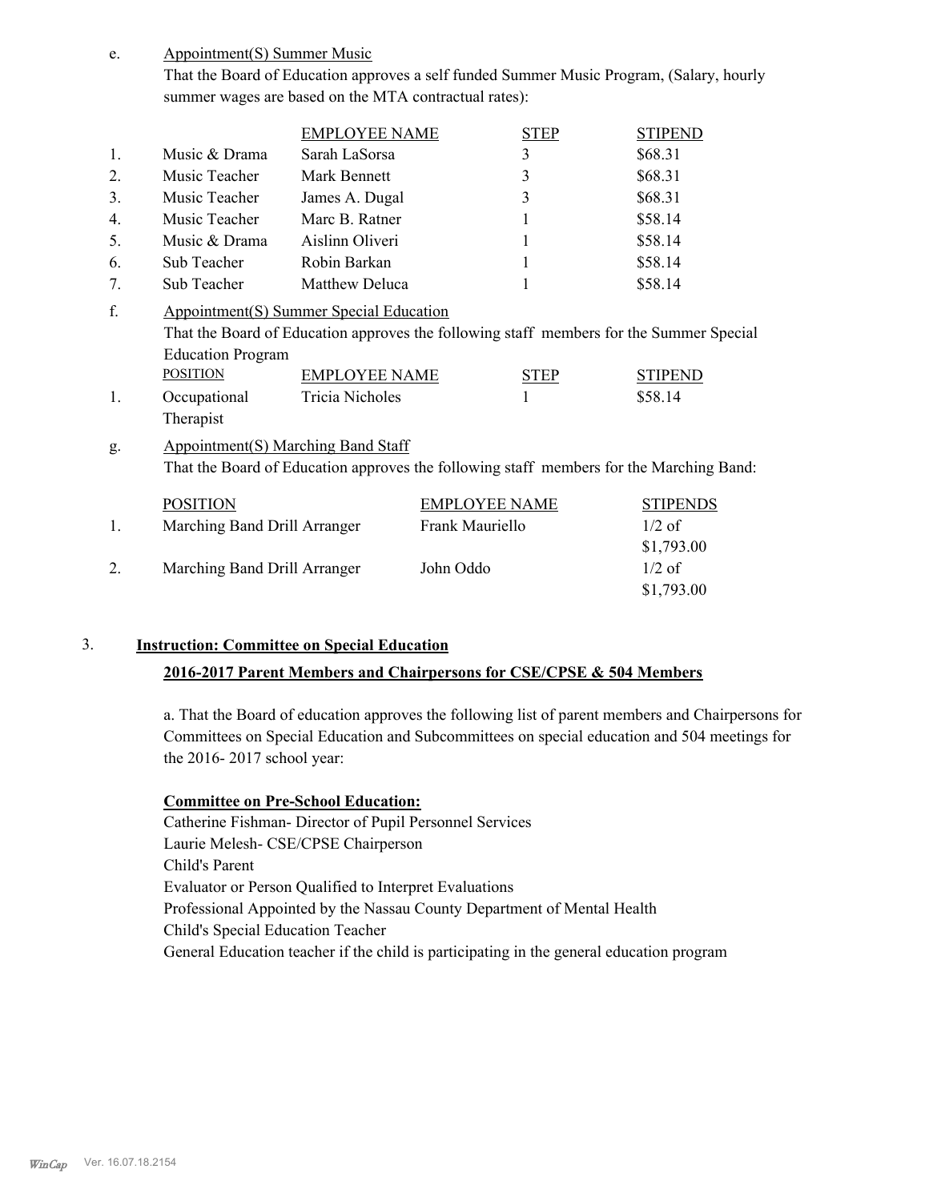e. Appointment(S) Summer Music

That the Board of Education approves a self funded Summer Music Program, (Salary, hourly summer wages are based on the MTA contractual rates):

| | | EMPLOYEE NAME | STEP | STIPEND |
|---|---|---|---|---|
| 1. | Music & Drama | Sarah LaSorsa | 3 | $68.31 |
| 2. | Music Teacher | Mark Bennett | 3 | $68.31 |
| 3. | Music Teacher | James A. Dugal | 3 | $68.31 |
| 4. | Music Teacher | Marc B. Ratner | 1 | $58.14 |
| 5. | Music & Drama | Aislinn Oliveri | 1 | $58.14 |
| 6. | Sub Teacher | Robin Barkan | 1 | $58.14 |
| 7. | Sub Teacher | Matthew Deluca | 1 | $58.14 |

f. Appointment(S) Summer Special Education

That the Board of Education approves the following staff members for the Summer Special Education Program

| | POSITION | EMPLOYEE NAME | STEP | STIPEND |
|---|---|---|---|---|
| 1. | Occupational Therapist | Tricia Nicholes | 1 | $58.14 |

g. Appointment(S) Marching Band Staff

That the Board of Education approves the following staff members for the Marching Band:

| | POSITION | EMPLOYEE NAME | STIPENDS |
|---|---|---|---|
| 1. | Marching Band Drill Arranger | Frank Mauriello | 1/2 of $1,793.00 |
| 2. | Marching Band Drill Arranger | John Oddo | 1/2 of $1,793.00 |

3. **Instruction: Committee on Special Education**

**2016-2017 Parent Members and Chairpersons for CSE/CPSE & 504 Members**

a. That the Board of education approves the following list of parent members and Chairpersons for Committees on Special Education and Subcommittees on special education and 504 meetings for the 2016- 2017 school year:

**Committee on Pre-School Education:**

Catherine Fishman- Director of Pupil Personnel Services
Laurie Melesh- CSE/CPSE Chairperson
Child's Parent
Evaluator or Person Qualified to Interpret Evaluations
Professional Appointed by the Nassau County Department of Mental Health
Child's Special Education Teacher
General Education teacher if the child is participating in the general education program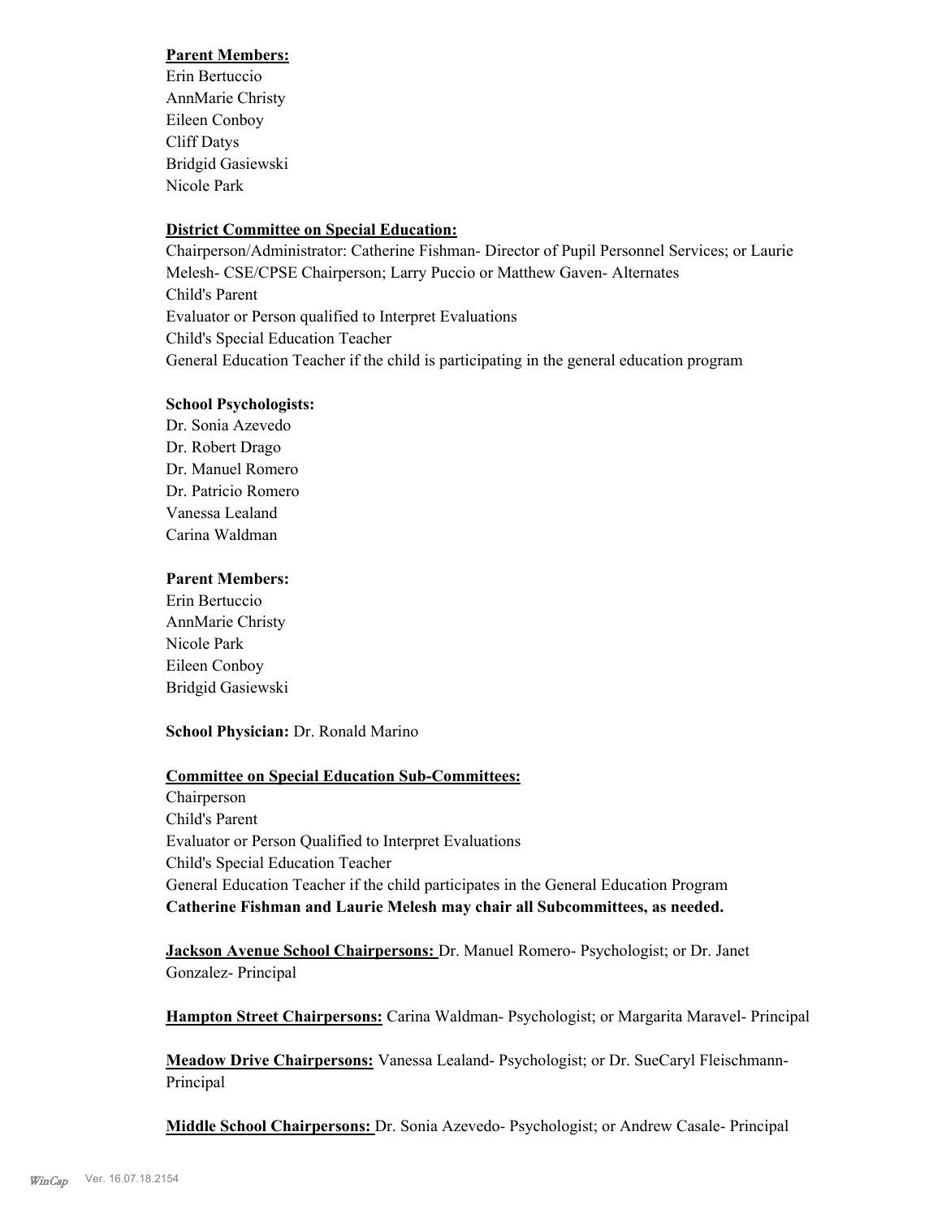**Parent Members:**
Erin Bertuccio
AnnMarie Christy
Eileen Conboy
Cliff Datys
Bridgid Gasiewski
Nicole Park

**District Committee on Special Education:**
Chairperson/Administrator: Catherine Fishman- Director of Pupil Personnel Services; or Laurie Melesh- CSE/CPSE Chairperson; Larry Puccio or Matthew Gaven- Alternates
Child's Parent
Evaluator or Person qualified to Interpret Evaluations
Child's Special Education Teacher
General Education Teacher if the child is participating in the general education program

**School Psychologists:**
Dr. Sonia Azevedo
Dr. Robert Drago
Dr. Manuel Romero
Dr. Patricio Romero
Vanessa Lealand
Carina Waldman

**Parent Members:**
Erin Bertuccio
AnnMarie Christy
Nicole Park
Eileen Conboy
Bridgid Gasiewski

**School Physician:** Dr. Ronald Marino

**Committee on Special Education Sub-Committees:**
Chairperson
Child's Parent
Evaluator or Person Qualified to Interpret Evaluations
Child's Special Education Teacher
General Education Teacher if the child participates in the General Education Program
**Catherine Fishman and Laurie Melesh may chair all Subcommittees, as needed.**

**Jackson Avenue School Chairpersons:** Dr. Manuel Romero- Psychologist; or Dr. Janet Gonzalez- Principal

**Hampton Street Chairpersons:** Carina Waldman- Psychologist; or Margarita Maravel- Principal

**Meadow Drive Chairpersons:** Vanessa Lealand- Psychologist; or Dr. SueCaryl Fleischmann- Principal

**Middle School Chairpersons:** Dr. Sonia Azevedo- Psychologist; or Andrew Casale- Principal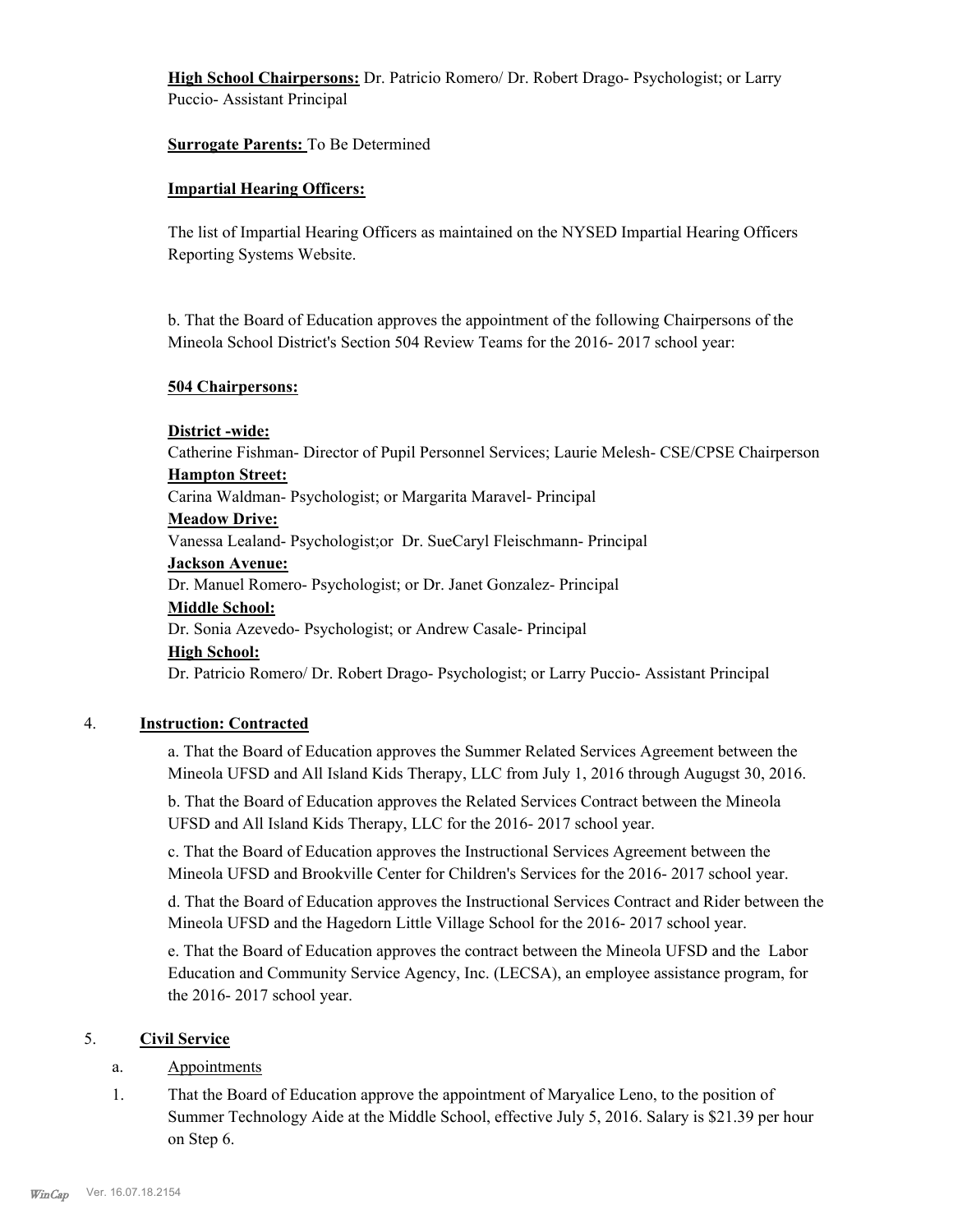**High School Chairpersons:** Dr. Patricio Romero/ Dr. Robert Drago- Psychologist; or Larry Puccio- Assistant Principal

**Surrogate Parents:** To Be Determined

**Impartial Hearing Officers:**

The list of Impartial Hearing Officers as maintained on the NYSED Impartial Hearing Officers Reporting Systems Website.

b. That the Board of Education approves the appointment of the following Chairpersons of the Mineola School District's Section 504 Review Teams for the 2016- 2017 school year:

**504 Chairpersons:**

**District -wide:**
Catherine Fishman- Director of Pupil Personnel Services; Laurie Melesh- CSE/CPSE Chairperson
**Hampton Street:**
Carina Waldman- Psychologist; or Margarita Maravel- Principal
**Meadow Drive:**
Vanessa Lealand- Psychologist;or Dr. SueCaryl Fleischmann- Principal
**Jackson Avenue:**
Dr. Manuel Romero- Psychologist; or Dr. Janet Gonzalez- Principal
**Middle School:**
Dr. Sonia Azevedo- Psychologist; or Andrew Casale- Principal
**High School:**
Dr. Patricio Romero/ Dr. Robert Drago- Psychologist; or Larry Puccio- Assistant Principal

4. **Instruction: Contracted**

a. That the Board of Education approves the Summer Related Services Agreement between the Mineola UFSD and All Island Kids Therapy, LLC from July 1, 2016 through Augugst 30, 2016.

b. That the Board of Education approves the Related Services Contract between the Mineola UFSD and All Island Kids Therapy, LLC for the 2016- 2017 school year.

c. That the Board of Education approves the Instructional Services Agreement between the Mineola UFSD and Brookville Center for Children's Services for the 2016- 2017 school year.

d. That the Board of Education approves the Instructional Services Contract and Rider between the Mineola UFSD and the Hagedorn Little Village School for the 2016- 2017 school year.

e. That the Board of Education approves the contract between the Mineola UFSD and the Labor Education and Community Service Agency, Inc. (LECSA), an employee assistance program, for the 2016- 2017 school year.

5. **Civil Service**

a. Appointments

1. That the Board of Education approve the appointment of Maryalice Leno, to the position of Summer Technology Aide at the Middle School, effective July 5, 2016. Salary is $21.39 per hour on Step 6.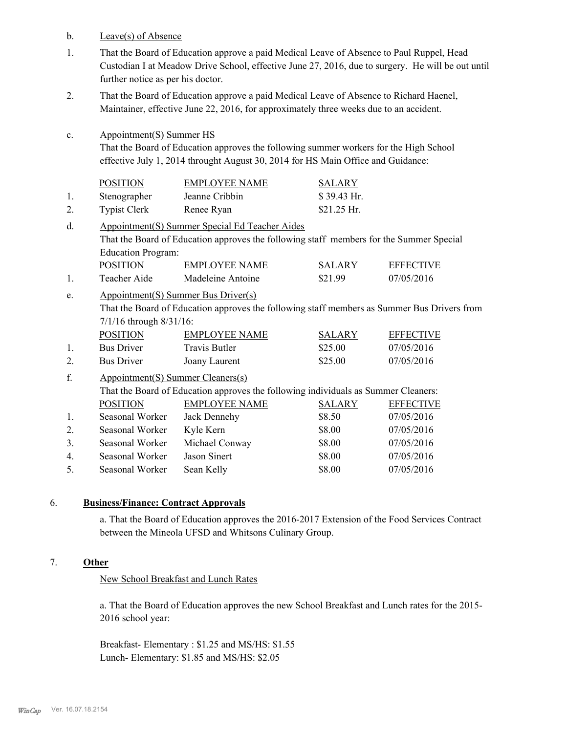b. Leave(s) of Absence

1. That the Board of Education approve a paid Medical Leave of Absence to Paul Ruppel, Head Custodian I at Meadow Drive School, effective June 27, 2016, due to surgery. He will be out until further notice as per his doctor.

2. That the Board of Education approve a paid Medical Leave of Absence to Richard Haenel, Maintainer, effective June 22, 2016, for approximately three weeks due to an accident.

c. Appointment(S) Summer HS

That the Board of Education approves the following summer workers for the High School effective July 1, 2014 throught August 30, 2014 for HS Main Office and Guidance:

| | POSITION | EMPLOYEE NAME | SALARY |
|---|---|---|---|
| 1. | Stenographer | Jeanne Cribbin | $ 39.43 Hr. |
| 2. | Typist Clerk | Renee Ryan | $21.25 Hr. |

d. Appointment(S) Summer Special Ed Teacher Aides

That the Board of Education approves the following staff members for the Summer Special Education Program:

| | POSITION | EMPLOYEE NAME | SALARY | EFFECTIVE |
|---|---|---|---|---|
| 1. | Teacher Aide | Madeleine Antoine | $21.99 | 07/05/2016 |

e. Appointment(S) Summer Bus Driver(s)

That the Board of Education approves the following staff members as Summer Bus Drivers from 7/1/16 through 8/31/16:

| | POSITION | EMPLOYEE NAME | SALARY | EFFECTIVE |
|---|---|---|---|---|
| 1. | Bus Driver | Travis Butler | $25.00 | 07/05/2016 |
| 2. | Bus Driver | Joany Laurent | $25.00 | 07/05/2016 |

f. Appointment(S) Summer Cleaners(s)

That the Board of Education approves the following individuals as Summer Cleaners:

| | POSITION | EMPLOYEE NAME | SALARY | EFFECTIVE |
|---|---|---|---|---|
| 1. | Seasonal Worker | Jack Dennehy | $8.50 | 07/05/2016 |
| 2. | Seasonal Worker | Kyle Kern | $8.00 | 07/05/2016 |
| 3. | Seasonal Worker | Michael Conway | $8.00 | 07/05/2016 |
| 4. | Seasonal Worker | Jason Sinert | $8.00 | 07/05/2016 |
| 5. | Seasonal Worker | Sean Kelly | $8.00 | 07/05/2016 |

6. **Business/Finance: Contract Approvals**

a. That the Board of Education approves the 2016-2017 Extension of the Food Services Contract between the Mineola UFSD and Whitsons Culinary Group.

7. **Other**

New School Breakfast and Lunch Rates

a. That the Board of Education approves the new School Breakfast and Lunch rates for the 2015-2016 school year:

Breakfast- Elementary : $1.25 and MS/HS: $1.55
Lunch- Elementary: $1.85 and MS/HS: $2.05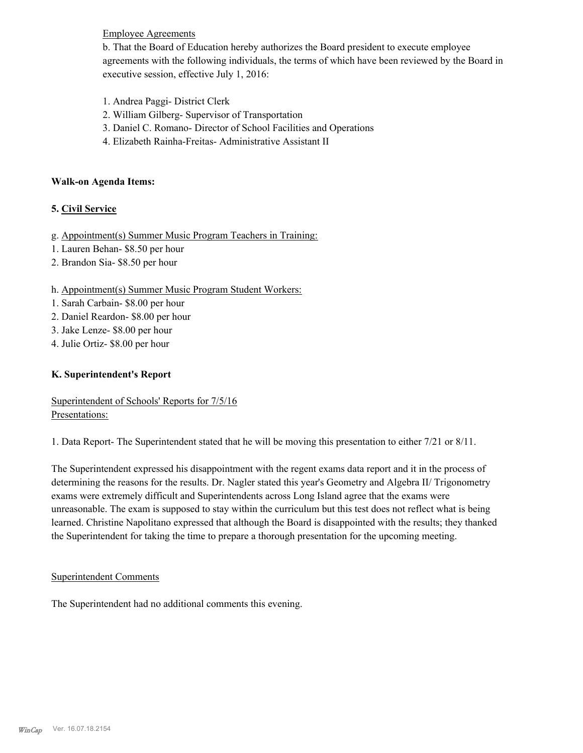Employee Agreements

b. That the Board of Education hereby authorizes the Board president to execute employee agreements with the following individuals, the terms of which have been reviewed by the Board in executive session, effective July 1, 2016:

1. Andrea Paggi- District Clerk
2. William Gilberg- Supervisor of Transportation
3. Daniel C. Romano- Director of School Facilities and Operations
4. Elizabeth Rainha-Freitas- Administrative Assistant II

**Walk-on Agenda Items:**

**5. Civil Service**

g. Appointment(s) Summer Music Program Teachers in Training:
1. Lauren Behan- $8.50 per hour
2. Brandon Sia- $8.50 per hour

h. Appointment(s) Summer Music Program Student Workers:
1. Sarah Carbain- $8.00 per hour
2. Daniel Reardon- $8.00 per hour
3. Jake Lenze- $8.00 per hour
4. Julie Ortiz- $8.00 per hour

**K. Superintendent's Report**

Superintendent of Schools' Reports for 7/5/16
Presentations:

1. Data Report- The Superintendent stated that he will be moving this presentation to either 7/21 or 8/11.

The Superintendent expressed his disappointment with the regent exams data report and it in the process of determining the reasons for the results. Dr. Nagler stated this year's Geometry and Algebra II/ Trigonometry exams were extremely difficult and Superintendents across Long Island agree that the exams were unreasonable. The exam is supposed to stay within the curriculum but this test does not reflect what is being learned. Christine Napolitano expressed that although the Board is disappointed with the results; they thanked the Superintendent for taking the time to prepare a thorough presentation for the upcoming meeting.

Superintendent Comments

The Superintendent had no additional comments this evening.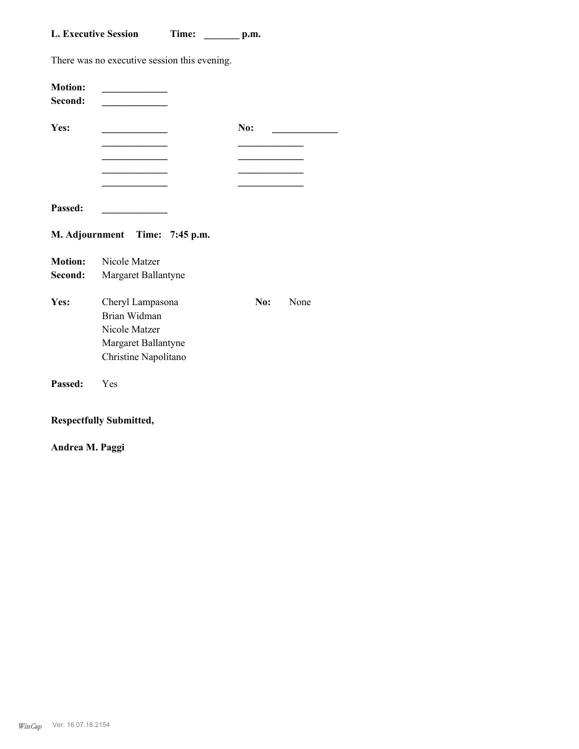**L. Executive Session Time: _______ p.m.**

There was no executive session this evening.

**Motion:** _____________
**Second:** _____________

**Yes:** _____________ **No:** _____________
_____________ _____________
_____________ _____________
_____________ _____________
_____________ _____________

**Passed:** _____________

**M. Adjournment Time: 7:45 p.m.**

**Motion:** Nicole Matzer
**Second:** Margaret Ballantyne

**Yes:** Cheryl Lampasona **No:** None
Brian Widman
Nicole Matzer
Margaret Ballantyne
Christine Napolitano

**Passed:** Yes

**Respectfully Submitted,**

**Andrea M. Paggi**